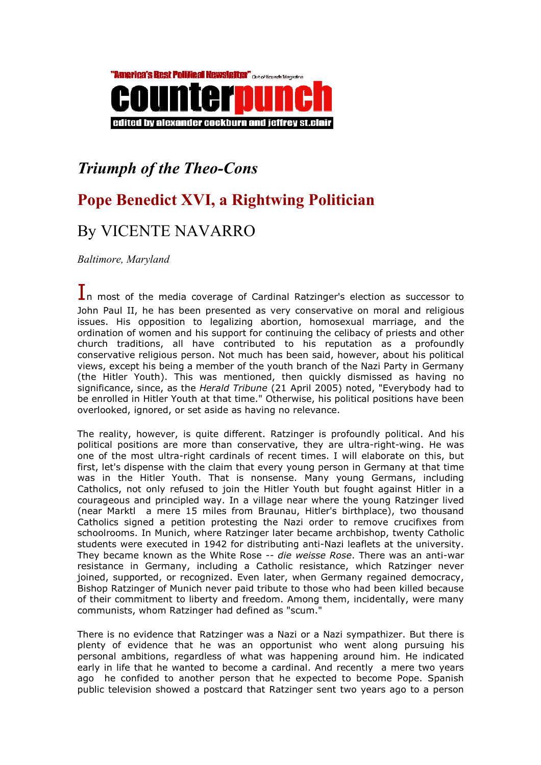"America's Best Political Newsletter" Out of Bounds Magazine

counterpunch

edited by alexander cockburn and jeffrey st.clair

# *Triumph of the Theo-Cons*

## Pope Benedict XVI, a Rightwing Politician

## By VICENTE NAVARRO

*Baltimore, Maryland*

In most of the media coverage of Cardinal Ratzinger's election as successor to John Paul II, he has been presented as very conservative on moral and religious issues. His opposition to legalizing abortion, homosexual marriage, and the ordination of women and his support for continuing the celibacy of priests and other church traditions, all have contributed to his reputation as a profoundly conservative religious person. Not much has been said, however, about his political views, except his being a member of the youth branch of the Nazi Party in Germany (the Hitler Youth). This was mentioned, then quickly dismissed as having no significance, since, as the *Herald Tribune* (21 April 2005) noted, "Everybody had to be enrolled in Hitler Youth at that time." Otherwise, his political positions have been overlooked, ignored, or set aside as having no relevance.

The reality, however, is quite different. Ratzinger is profoundly political. And his political positions are more than conservative, they are ultra-right-wing. He was one of the most ultra-right cardinals of recent times. I will elaborate on this, but first, let's dispense with the claim that every young person in Germany at that time was in the Hitler Youth. That is nonsense. Many young Germans, including Catholics, not only refused to join the Hitler Youth but fought against Hitler in a courageous and principled way. In a village near where the young Ratzinger lived (near Marktl a mere 15 miles from Braunau, Hitler's birthplace), two thousand Catholics signed a petition protesting the Nazi order to remove crucifixes from schoolrooms. In Munich, where Ratzinger later became archbishop, twenty Catholic students were executed in 1942 for distributing anti-Nazi leaflets at the university. They became known as the White Rose -- *die weisse Rose*. There was an anti-war resistance in Germany, including a Catholic resistance, which Ratzinger never joined, supported, or recognized. Even later, when Germany regained democracy, Bishop Ratzinger of Munich never paid tribute to those who had been killed because of their commitment to liberty and freedom. Among them, incidentally, were many communists, whom Ratzinger had defined as "scum."

There is no evidence that Ratzinger was a Nazi or a Nazi sympathizer. But there is plenty of evidence that he was an opportunist who went along pursuing his personal ambitions, regardless of what was happening around him. He indicated early in life that he wanted to become a cardinal. And recently a mere two years ago he confided to another person that he expected to become Pope. Spanish public television showed a postcard that Ratzinger sent two years ago to a person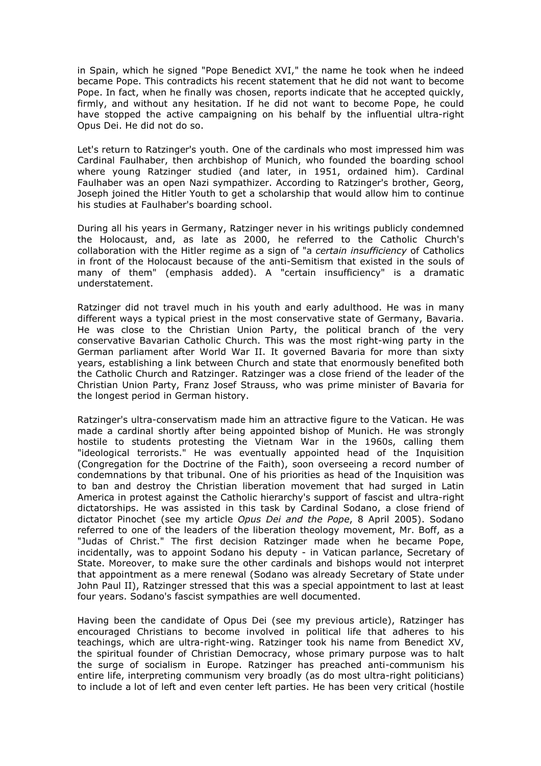in Spain, which he signed "Pope Benedict XVI," the name he took when he indeed became Pope. This contradicts his recent statement that he did not want to become Pope. In fact, when he finally was chosen, reports indicate that he accepted quickly, firmly, and without any hesitation. If he did not want to become Pope, he could have stopped the active campaigning on his behalf by the influential ultra-right Opus Dei. He did not do so.

Let's return to Ratzinger's youth. One of the cardinals who most impressed him was Cardinal Faulhaber, then archbishop of Munich, who founded the boarding school where young Ratzinger studied (and later, in 1951, ordained him). Cardinal Faulhaber was an open Nazi sympathizer. According to Ratzinger's brother, Georg, Joseph joined the Hitler Youth to get a scholarship that would allow him to continue his studies at Faulhaber's boarding school.

During all his years in Germany, Ratzinger never in his writings publicly condemned the Holocaust, and, as late as 2000, he referred to the Catholic Church's collaboration with the Hitler regime as a sign of "a *certain insufficiency* of Catholics in front of the Holocaust because of the anti-Semitism that existed in the souls of many of them" (emphasis added). A "certain insufficiency" is a dramatic understatement.

Ratzinger did not travel much in his youth and early adulthood. He was in many different ways a typical priest in the most conservative state of Germany, Bavaria. He was close to the Christian Union Party, the political branch of the very conservative Bavarian Catholic Church. This was the most right-wing party in the German parliament after World War II. It governed Bavaria for more than sixty years, establishing a link between Church and state that enormously benefited both the Catholic Church and Ratzinger. Ratzinger was a close friend of the leader of the Christian Union Party, Franz Josef Strauss, who was prime minister of Bavaria for the longest period in German history.

Ratzinger's ultra-conservatism made him an attractive figure to the Vatican. He was made a cardinal shortly after being appointed bishop of Munich. He was strongly hostile to students protesting the Vietnam War in the 1960s, calling them "ideological terrorists." He was eventually appointed head of the Inquisition (Congregation for the Doctrine of the Faith), soon overseeing a record number of condemnations by that tribunal. One of his priorities as head of the Inquisition was to ban and destroy the Christian liberation movement that had surged in Latin America in protest against the Catholic hierarchy's support of fascist and ultra-right dictatorships. He was assisted in this task by Cardinal Sodano, a close friend of dictator Pinochet (see my article *Opus Dei and the Pope*, 8 April 2005). Sodano referred to one of the leaders of the liberation theology movement, Mr. Boff, as a "Judas of Christ." The first decision Ratzinger made when he became Pope, incidentally, was to appoint Sodano his deputy - in Vatican parlance, Secretary of State. Moreover, to make sure the other cardinals and bishops would not interpret that appointment as a mere renewal (Sodano was already Secretary of State under John Paul II), Ratzinger stressed that this was a special appointment to last at least four years. Sodano's fascist sympathies are well documented.

Having been the candidate of Opus Dei (see my previous article), Ratzinger has encouraged Christians to become involved in political life that adheres to his teachings, which are ultra-right-wing. Ratzinger took his name from Benedict XV, the spiritual founder of Christian Democracy, whose primary purpose was to halt the surge of socialism in Europe. Ratzinger has preached anti-communism his entire life, interpreting communism very broadly (as do most ultra-right politicians) to include a lot of left and even center left parties. He has been very critical (hostile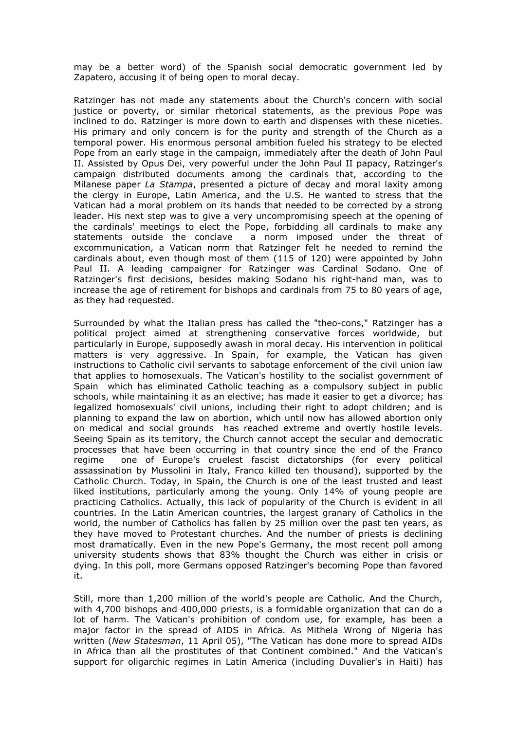may be a better word) of the Spanish social democratic government led by Zapatero, accusing it of being open to moral decay.

Ratzinger has not made any statements about the Church's concern with social justice or poverty, or similar rhetorical statements, as the previous Pope was inclined to do. Ratzinger is more down to earth and dispenses with these niceties. His primary and only concern is for the purity and strength of the Church as a temporal power. His enormous personal ambition fueled his strategy to be elected Pope from an early stage in the campaign, immediately after the death of John Paul II. Assisted by Opus Dei, very powerful under the John Paul II papacy, Ratzinger's campaign distributed documents among the cardinals that, according to the Milanese paper *La Stampa*, presented a picture of decay and moral laxity among the clergy in Europe, Latin America, and the U.S. He wanted to stress that the Vatican had a moral problem on its hands that needed to be corrected by a strong leader. His next step was to give a very uncompromising speech at the opening of the cardinals' meetings to elect the Pope, forbidding all cardinals to make any statements outside the conclave a norm imposed under the threat of excommunication, a Vatican norm that Ratzinger felt he needed to remind the cardinals about, even though most of them (115 of 120) were appointed by John Paul II. A leading campaigner for Ratzinger was Cardinal Sodano. One of Ratzinger's first decisions, besides making Sodano his right-hand man, was to increase the age of retirement for bishops and cardinals from 75 to 80 years of age, as they had requested.

Surrounded by what the Italian press has called the "theo-cons," Ratzinger has a political project aimed at strengthening conservative forces worldwide, but particularly in Europe, supposedly awash in moral decay. His intervention in political matters is very aggressive. In Spain, for example, the Vatican has given instructions to Catholic civil servants to sabotage enforcement of the civil union law that applies to homosexuals. The Vatican's hostility to the socialist government of Spain which has eliminated Catholic teaching as a compulsory subject in public schools, while maintaining it as an elective; has made it easier to get a divorce; has legalized homosexuals' civil unions, including their right to adopt children; and is planning to expand the law on abortion, which until now has allowed abortion only on medical and social grounds has reached extreme and overtly hostile levels. Seeing Spain as its territory, the Church cannot accept the secular and democratic processes that have been occurring in that country since the end of the Franco regime one of Europe's cruelest fascist dictatorships (for every political assassination by Mussolini in Italy, Franco killed ten thousand), supported by the Catholic Church. Today, in Spain, the Church is one of the least trusted and least liked institutions, particularly among the young. Only 14% of young people are practicing Catholics. Actually, this lack of popularity of the Church is evident in all countries. In the Latin American countries, the largest granary of Catholics in the world, the number of Catholics has fallen by 25 million over the past ten years, as they have moved to Protestant churches. And the number of priests is declining most dramatically. Even in the new Pope's Germany, the most recent poll among university students shows that 83% thought the Church was either in crisis or dying. In this poll, more Germans opposed Ratzinger's becoming Pope than favored it.

Still, more than 1,200 million of the world's people are Catholic. And the Church, with 4,700 bishops and 400,000 priests, is a formidable organization that can do a lot of harm. The Vatican's prohibition of condom use, for example, has been a major factor in the spread of AIDS in Africa. As Mithela Wrong of Nigeria has written (*New Statesman*, 11 April 05), "The Vatican has done more to spread AIDs in Africa than all the prostitutes of that Continent combined." And the Vatican's support for oligarchic regimes in Latin America (including Duvalier's in Haiti) has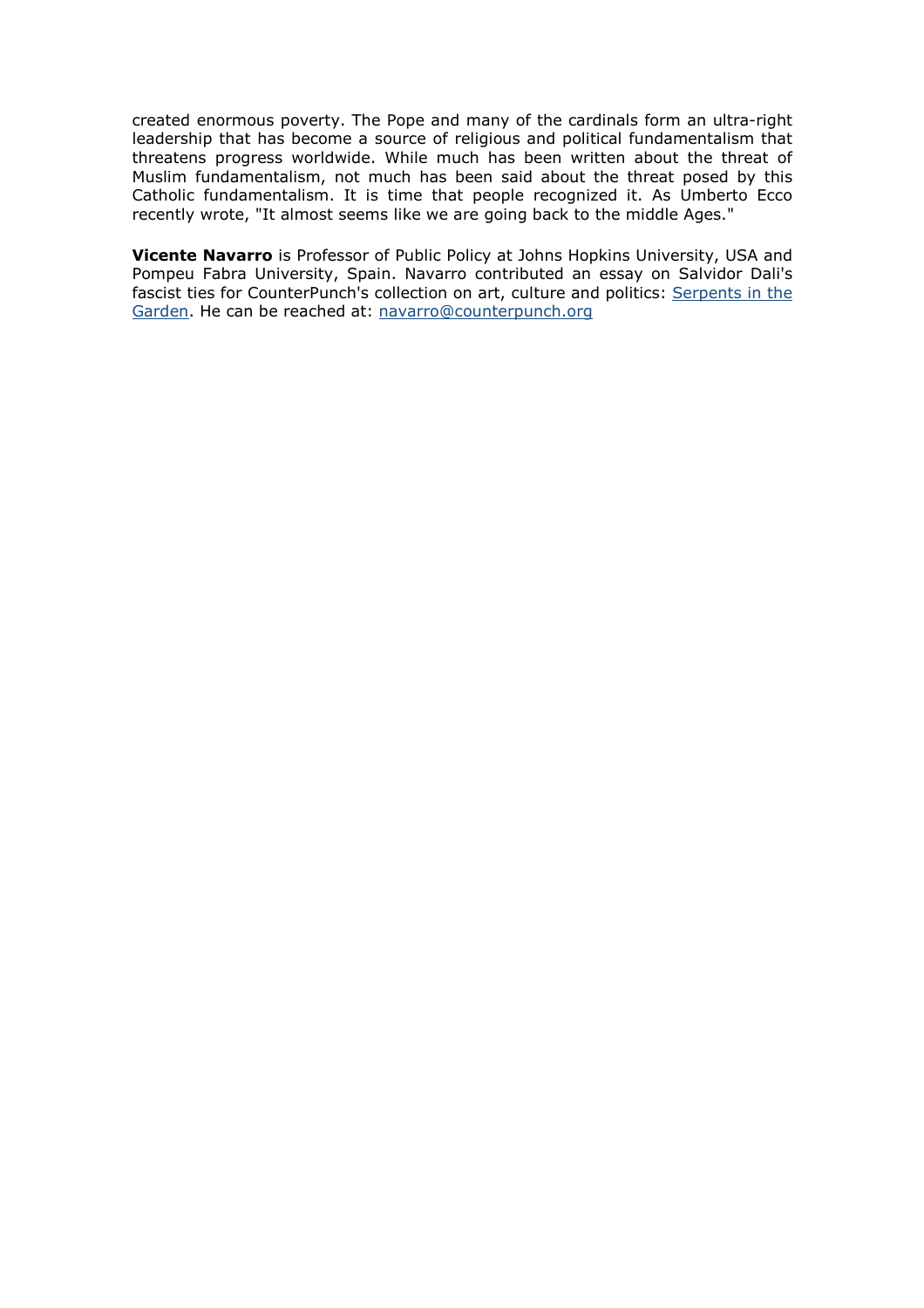created enormous poverty. The Pope and many of the cardinals form an ultra-right leadership that has become a source of religious and political fundamentalism that threatens progress worldwide. While much has been written about the threat of Muslim fundamentalism, not much has been said about the threat posed by this Catholic fundamentalism. It is time that people recognized it. As Umberto Ecco recently wrote, "It almost seems like we are going back to the middle Ages."

**Vicente Navarro** is Professor of Public Policy at Johns Hopkins University, USA and Pompeu Fabra University, Spain. Navarro contributed an essay on Salvidor Dali's fascist ties for CounterPunch's collection on art, culture and politics: Serpents in the Garden. He can be reached at: navarro@counterpunch.org